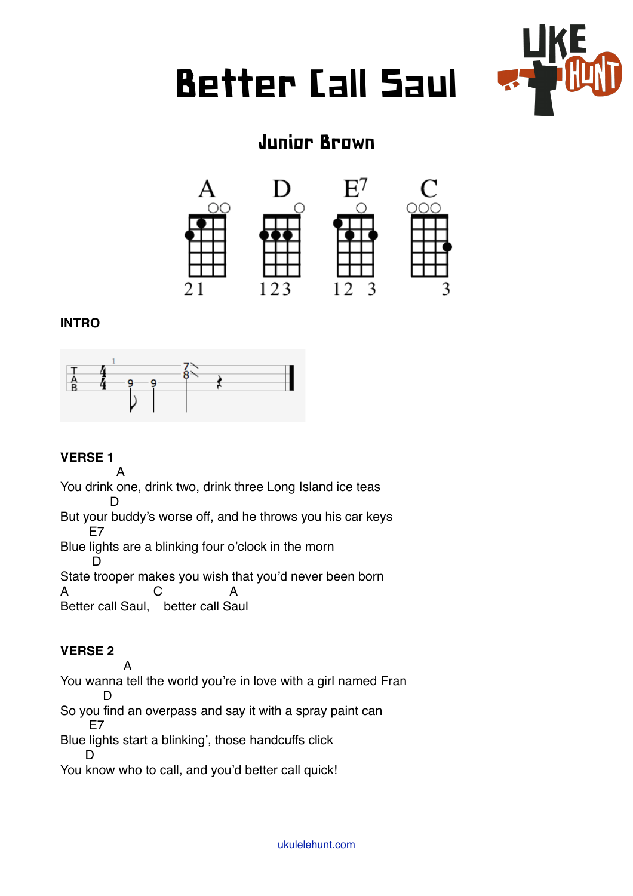# Better Call Saul

## Junior Brown

A D E7 C

21 123 12 3 3

**INTRO**

**VERSE 1**

```
              A
You drink one, drink two, drink three Long Island ice teas
             D
But your buddy's worse off, and he throws you his car keys
       E7
Blue lights are a blinking four o'clock in the morn
        D
State trooper makes you wish that you'd never been born
A                      C                  A
Better call Saul,    better call Saul
```

**VERSE 2**

```
                A
You wanna tell the world you're in love with a girl named Fran
            D
So you find an overpass and say it with a spray paint can
       E7
Blue lights start a blinking', those handcuffs click
       D
You know who to call, and you'd better call quick!
```

ukulelehunt.com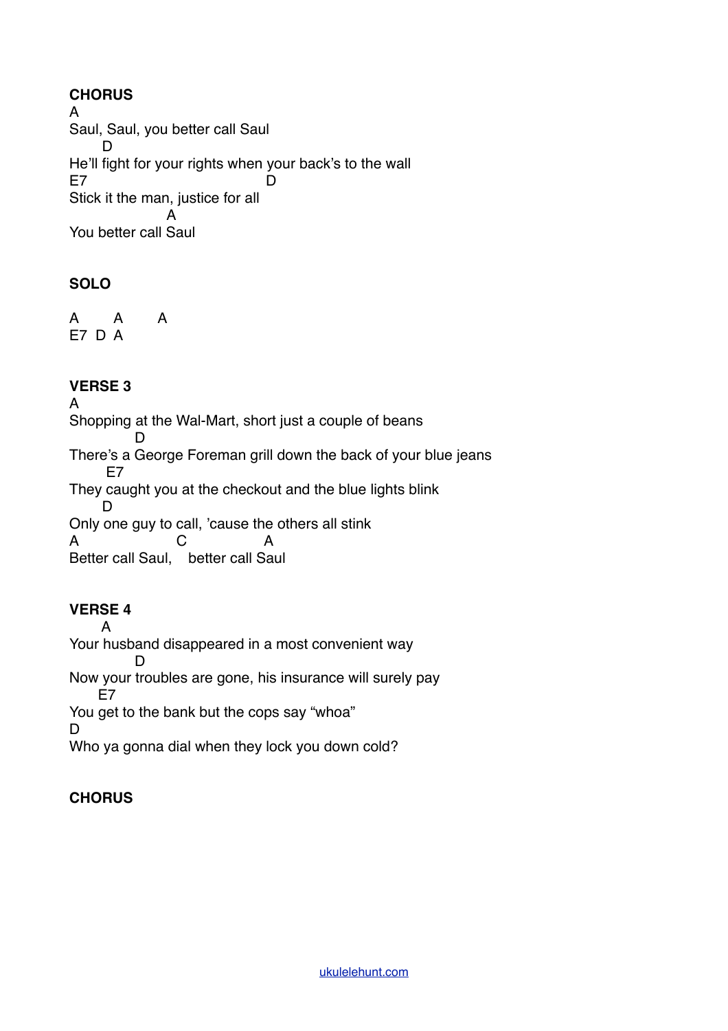**CHORUS**

```
A
Saul, Saul, you better call Saul
       D
He'll fight for your rights when your back's to the wall
E7                              D
Stick it the man, justice for all
                 A
You better call Saul
```

**SOLO**

```
A      A      A
E7  D  A
```

**VERSE 3**

```
A
Shopping at the Wal-Mart, short just a couple of beans
              D
There's a George Foreman grill down the back of your blue jeans
        E7
They caught you at the checkout and the blue lights blink
       D
Only one guy to call, 'cause the others all stink
A                    C               A
Better call Saul,    better call Saul
```

**VERSE 4**

```
      A
Your husband disappeared in a most convenient way
              D
Now your troubles are gone, his insurance will surely pay
      E7
You get to the bank but the cops say "whoa"
D
Who ya gonna dial when they lock you down cold?
```

**CHORUS**

ukulelehunt.com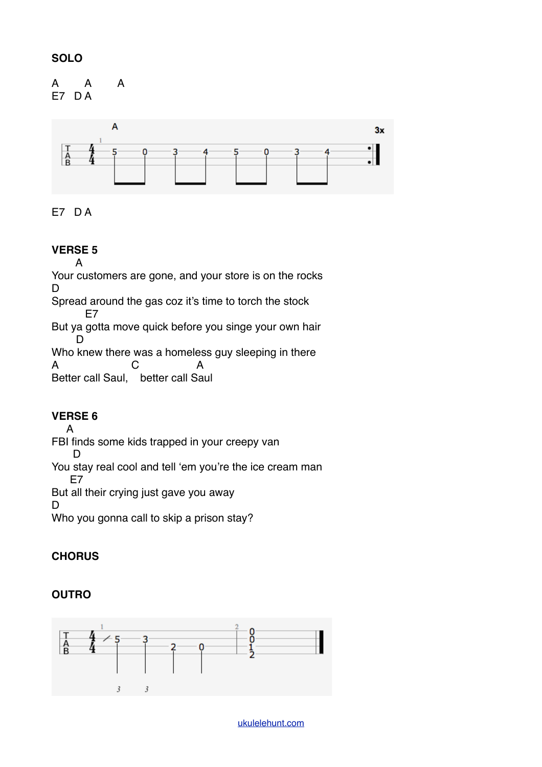**SOLO**

```
A      A      A
E7   D A
```

```
                A                                             3x
    1
A |-------------------------------------------------|
E |-5---0---3---4---5---0---3---4------------------:|
C |-------------------------------------------------|
G |-------------------------------------------------|
```

```
E7   D A
```

**VERSE 5**

```
       A
Your customers are gone, and your store is on the rocks
D
Spread around the gas coz it's time to torch the stock
         E7
But ya gotta move quick before you singe your own hair
       D
Who knew there was a homeless guy sleeping in there
A                  C                A
Better call Saul,    better call Saul
```

**VERSE 6**

```
   A
FBI finds some kids trapped in your creepy van
      D
You stay real cool and tell 'em you're the ice cream man
    E7
But all their crying just gave you away
D
Who you gonna call to skip a prison stay?
```

**CHORUS**

**OUTRO**

```
    1                          2
A |-------------------------|-0----|
E |-/5---3------------------|-0----|
C |-----------2----0--------|-1----|
G |-------------------------|-2----|
      3    3
```

ukulelehunt.com